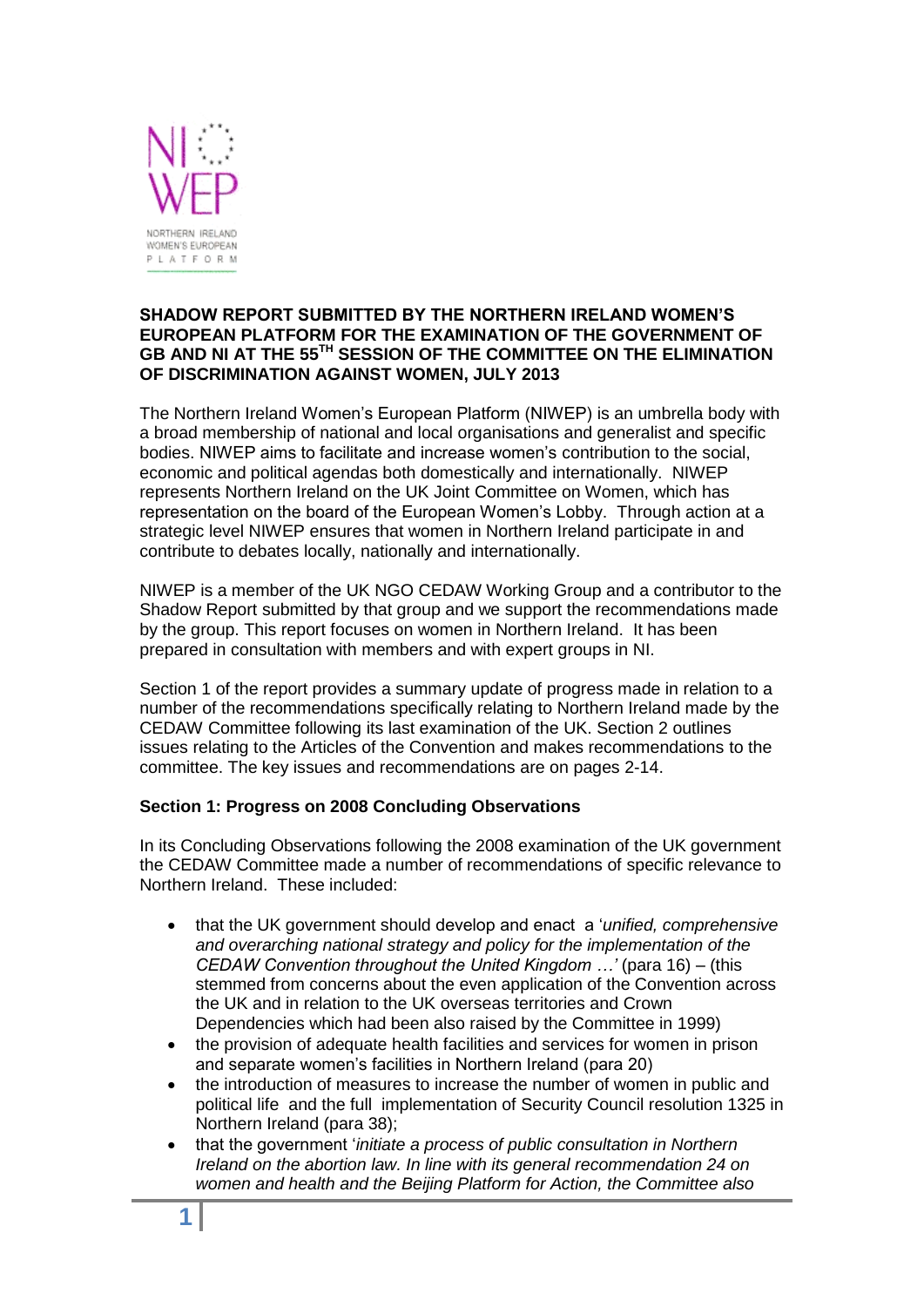**SHADOW REPORT SUBMITTED BY THE NORTHERN IRELAND WOMEN'S EUROPEAN PLATFORM FOR THE EXAMINATION OF THE GOVERNMENT OF GB AND NI AT THE 55TH SESSION OF THE COMMITTEE ON THE ELIMINATION OF DISCRIMINATION AGAINST WOMEN, JULY 2013**

The Northern Ireland Women's European Platform (NIWEP) is an umbrella body with a broad membership of national and local organisations and generalist and specific bodies. NIWEP aims to facilitate and increase women's contribution to the social, economic and political agendas both domestically and internationally. NIWEP represents Northern Ireland on the UK Joint Committee on Women, which has representation on the board of the European Women's Lobby. Through action at a strategic level NIWEP ensures that women in Northern Ireland participate in and contribute to debates locally, nationally and internationally.

NIWEP is a member of the UK NGO CEDAW Working Group and a contributor to the Shadow Report submitted by that group and we support the recommendations made by the group. This report focuses on women in Northern Ireland. It has been prepared in consultation with members and with expert groups in NI.

Section 1 of the report provides a summary update of progress made in relation to a number of the recommendations specifically relating to Northern Ireland made by the CEDAW Committee following its last examination of the UK. Section 2 outlines issues relating to the Articles of the Convention and makes recommendations to the committee. The key issues and recommendations are on pages 2-14.

**Section 1: Progress on 2008 Concluding Observations**

In its Concluding Observations following the 2008 examination of the UK government the CEDAW Committee made a number of recommendations of specific relevance to Northern Ireland. These included:

- that the UK government should develop and enact a '*unified, comprehensive and overarching national strategy and policy for the implementation of the CEDAW Convention throughout the United Kingdom …'* (para 16) – (this stemmed from concerns about the even application of the Convention across the UK and in relation to the UK overseas territories and Crown Dependencies which had been also raised by the Committee in 1999)
- the provision of adequate health facilities and services for women in prison and separate women's facilities in Northern Ireland (para 20)
- the introduction of measures to increase the number of women in public and political life and the full implementation of Security Council resolution 1325 in Northern Ireland (para 38);
- that the government '*initiate a process of public consultation in Northern Ireland on the abortion law. In line with its general recommendation 24 on women and health and the Beijing Platform for Action, the Committee also*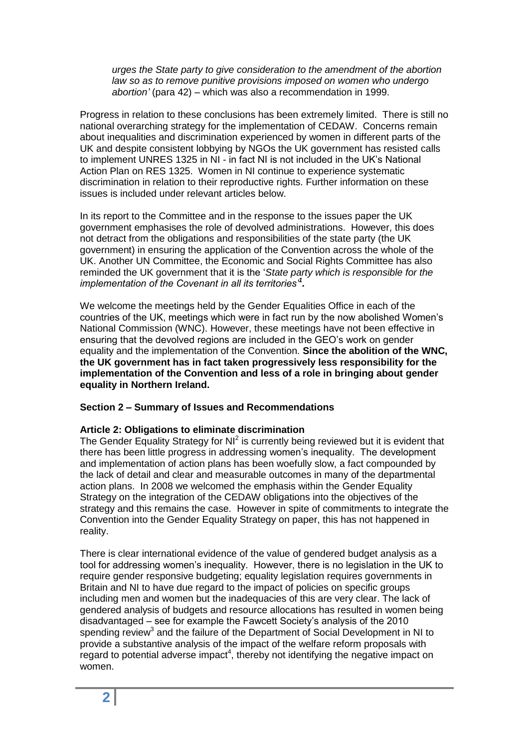*urges the State party to give consideration to the amendment of the abortion law so as to remove punitive provisions imposed on women who undergo abortion'* (para 42) – which was also a recommendation in 1999.

Progress in relation to these conclusions has been extremely limited. There is still no national overarching strategy for the implementation of CEDAW. Concerns remain about inequalities and discrimination experienced by women in different parts of the UK and despite consistent lobbying by NGOs the UK government has resisted calls to implement UNRES 1325 in NI - in fact NI is not included in the UK's National Action Plan on RES 1325. Women in NI continue to experience systematic discrimination in relation to their reproductive rights. Further information on these issues is included under relevant articles below.

In its report to the Committee and in the response to the issues paper the UK government emphasises the role of devolved administrations. However, this does not detract from the obligations and responsibilities of the state party (the UK government) in ensuring the application of the Convention across the whole of the UK. Another UN Committee, the Economic and Social Rights Committee has also reminded the UK government that it is the '*State party which is responsible for the implementation of the Covenant in all its territories*'[1].

We welcome the meetings held by the Gender Equalities Office in each of the countries of the UK, meetings which were in fact run by the now abolished Women's National Commission (WNC). However, these meetings have not been effective in ensuring that the devolved regions are included in the GEO's work on gender equality and the implementation of the Convention. **Since the abolition of the WNC, the UK government has in fact taken progressively less responsibility for the implementation of the Convention and less of a role in bringing about gender equality in Northern Ireland.**

## Section 2 – Summary of Issues and Recommendations

### Article 2: Obligations to eliminate discrimination

The Gender Equality Strategy for NI[2] is currently being reviewed but it is evident that there has been little progress in addressing women's inequality. The development and implementation of action plans has been woefully slow, a fact compounded by the lack of detail and clear and measurable outcomes in many of the departmental action plans. In 2008 we welcomed the emphasis within the Gender Equality Strategy on the integration of the CEDAW obligations into the objectives of the strategy and this remains the case. However in spite of commitments to integrate the Convention into the Gender Equality Strategy on paper, this has not happened in reality.

There is clear international evidence of the value of gendered budget analysis as a tool for addressing women's inequality. However, there is no legislation in the UK to require gender responsive budgeting; equality legislation requires governments in Britain and NI to have due regard to the impact of policies on specific groups including men and women but the inadequacies of this are very clear. The lack of gendered analysis of budgets and resource allocations has resulted in women being disadvantaged – see for example the Fawcett Society's analysis of the 2010 spending review[3] and the failure of the Department of Social Development in NI to provide a substantive analysis of the impact of the welfare reform proposals with regard to potential adverse impact[4], thereby not identifying the negative impact on women.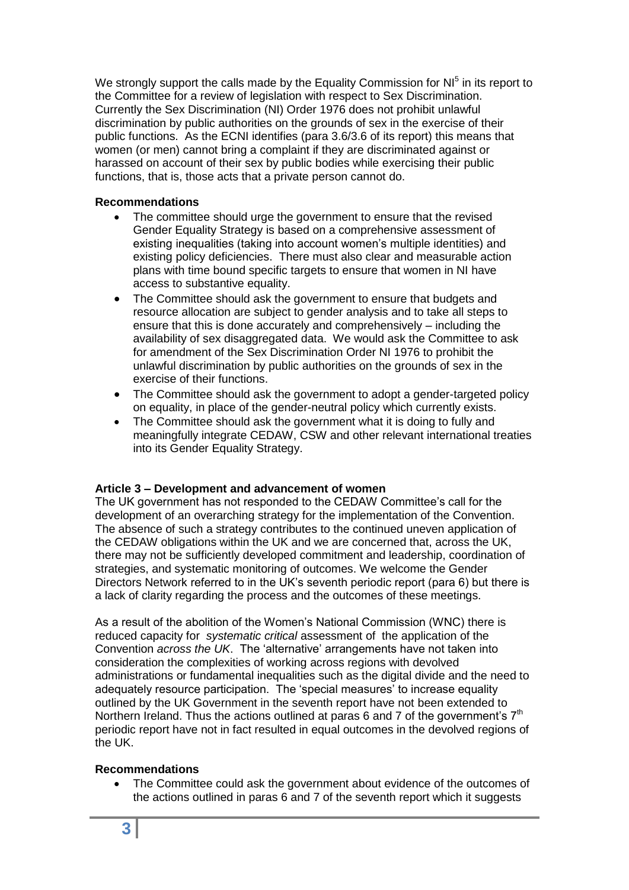We strongly support the calls made by the Equality Commission for NI[5] in its report to the Committee for a review of legislation with respect to Sex Discrimination. Currently the Sex Discrimination (NI) Order 1976 does not prohibit unlawful discrimination by public authorities on the grounds of sex in the exercise of their public functions. As the ECNI identifies (para 3.6/3.6 of its report) this means that women (or men) cannot bring a complaint if they are discriminated against or harassed on account of their sex by public bodies while exercising their public functions, that is, those acts that a private person cannot do.

**Recommendations**

- The committee should urge the government to ensure that the revised Gender Equality Strategy is based on a comprehensive assessment of existing inequalities (taking into account women's multiple identities) and existing policy deficiencies. There must also clear and measurable action plans with time bound specific targets to ensure that women in NI have access to substantive equality.
- The Committee should ask the government to ensure that budgets and resource allocation are subject to gender analysis and to take all steps to ensure that this is done accurately and comprehensively – including the availability of sex disaggregated data. We would ask the Committee to ask for amendment of the Sex Discrimination Order NI 1976 to prohibit the unlawful discrimination by public authorities on the grounds of sex in the exercise of their functions.
- The Committee should ask the government to adopt a gender-targeted policy on equality, in place of the gender-neutral policy which currently exists.
- The Committee should ask the government what it is doing to fully and meaningfully integrate CEDAW, CSW and other relevant international treaties into its Gender Equality Strategy.

**Article 3 – Development and advancement of women**

The UK government has not responded to the CEDAW Committee's call for the development of an overarching strategy for the implementation of the Convention. The absence of such a strategy contributes to the continued uneven application of the CEDAW obligations within the UK and we are concerned that, across the UK, there may not be sufficiently developed commitment and leadership, coordination of strategies, and systematic monitoring of outcomes. We welcome the Gender Directors Network referred to in the UK's seventh periodic report (para 6) but there is a lack of clarity regarding the process and the outcomes of these meetings.

As a result of the abolition of the Women's National Commission (WNC) there is reduced capacity for *systematic critical* assessment of the application of the Convention *across the UK*. The 'alternative' arrangements have not taken into consideration the complexities of working across regions with devolved administrations or fundamental inequalities such as the digital divide and the need to adequately resource participation. The 'special measures' to increase equality outlined by the UK Government in the seventh report have not been extended to Northern Ireland. Thus the actions outlined at paras 6 and 7 of the government's 7th periodic report have not in fact resulted in equal outcomes in the devolved regions of the UK.

**Recommendations**

- The Committee could ask the government about evidence of the outcomes of the actions outlined in paras 6 and 7 of the seventh report which it suggests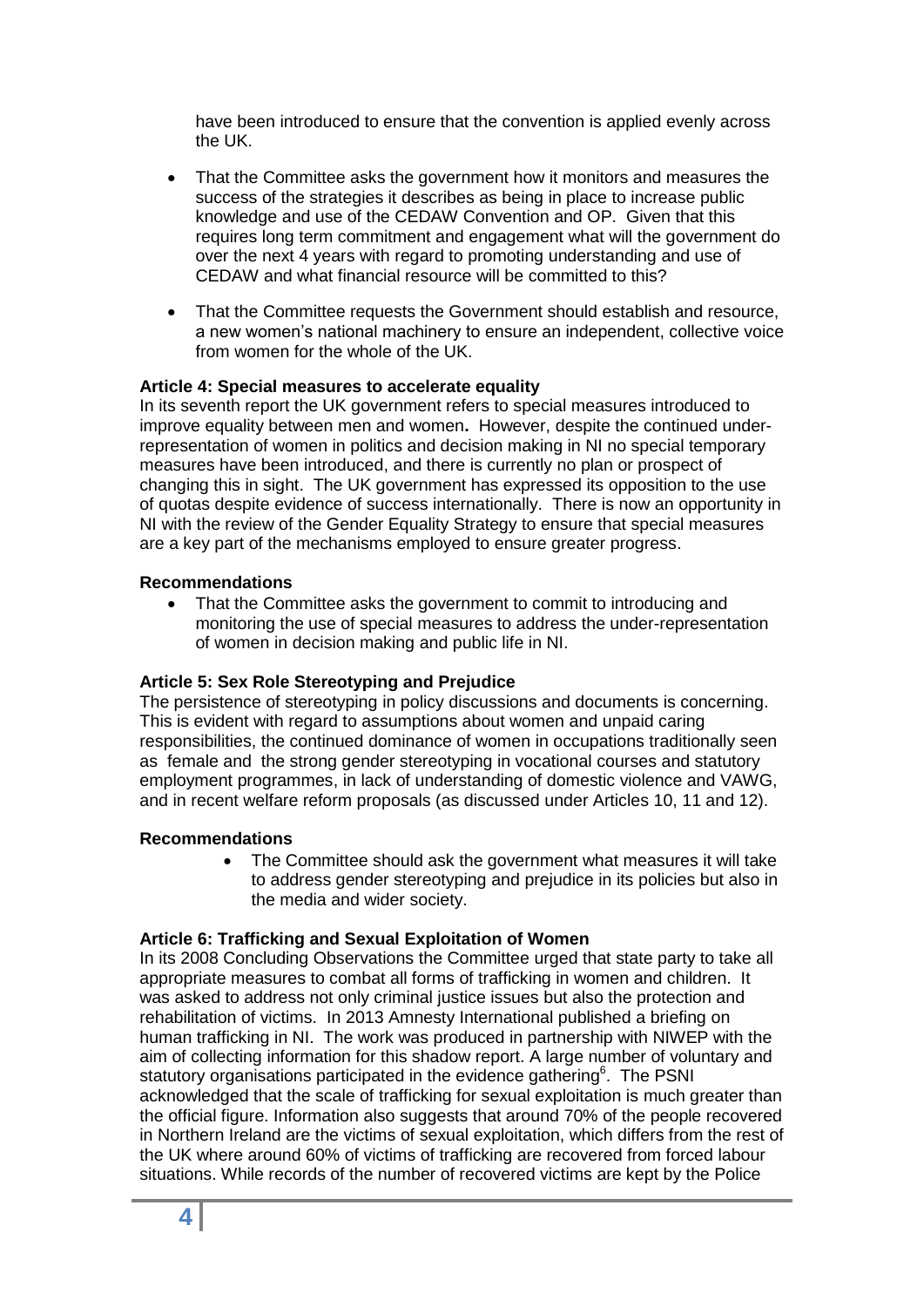have been introduced to ensure that the convention is applied evenly across the UK.

- That the Committee asks the government how it monitors and measures the success of the strategies it describes as being in place to increase public knowledge and use of the CEDAW Convention and OP. Given that this requires long term commitment and engagement what will the government do over the next 4 years with regard to promoting understanding and use of CEDAW and what financial resource will be committed to this?

- That the Committee requests the Government should establish and resource, a new women's national machinery to ensure an independent, collective voice from women for the whole of the UK.

**Article 4: Special measures to accelerate equality**

In its seventh report the UK government refers to special measures introduced to improve equality between men and women**.** However, despite the continued under-representation of women in politics and decision making in NI no special temporary measures have been introduced, and there is currently no plan or prospect of changing this in sight. The UK government has expressed its opposition to the use of quotas despite evidence of success internationally. There is now an opportunity in NI with the review of the Gender Equality Strategy to ensure that special measures are a key part of the mechanisms employed to ensure greater progress.

**Recommendations**

- That the Committee asks the government to commit to introducing and monitoring the use of special measures to address the under-representation of women in decision making and public life in NI.

**Article 5: Sex Role Stereotyping and Prejudice**

The persistence of stereotyping in policy discussions and documents is concerning. This is evident with regard to assumptions about women and unpaid caring responsibilities, the continued dominance of women in occupations traditionally seen as female and the strong gender stereotyping in vocational courses and statutory employment programmes, in lack of understanding of domestic violence and VAWG, and in recent welfare reform proposals (as discussed under Articles 10, 11 and 12).

**Recommendations**

- The Committee should ask the government what measures it will take to address gender stereotyping and prejudice in its policies but also in the media and wider society.

**Article 6: Trafficking and Sexual Exploitation of Women**

In its 2008 Concluding Observations the Committee urged that state party to take all appropriate measures to combat all forms of trafficking in women and children. It was asked to address not only criminal justice issues but also the protection and rehabilitation of victims. In 2013 Amnesty International published a briefing on human trafficking in NI. The work was produced in partnership with NIWEP with the aim of collecting information for this shadow report. A large number of voluntary and statutory organisations participated in the evidence gathering[6]. The PSNI acknowledged that the scale of trafficking for sexual exploitation is much greater than the official figure. Information also suggests that around 70% of the people recovered in Northern Ireland are the victims of sexual exploitation, which differs from the rest of the UK where around 60% of victims of trafficking are recovered from forced labour situations. While records of the number of recovered victims are kept by the Police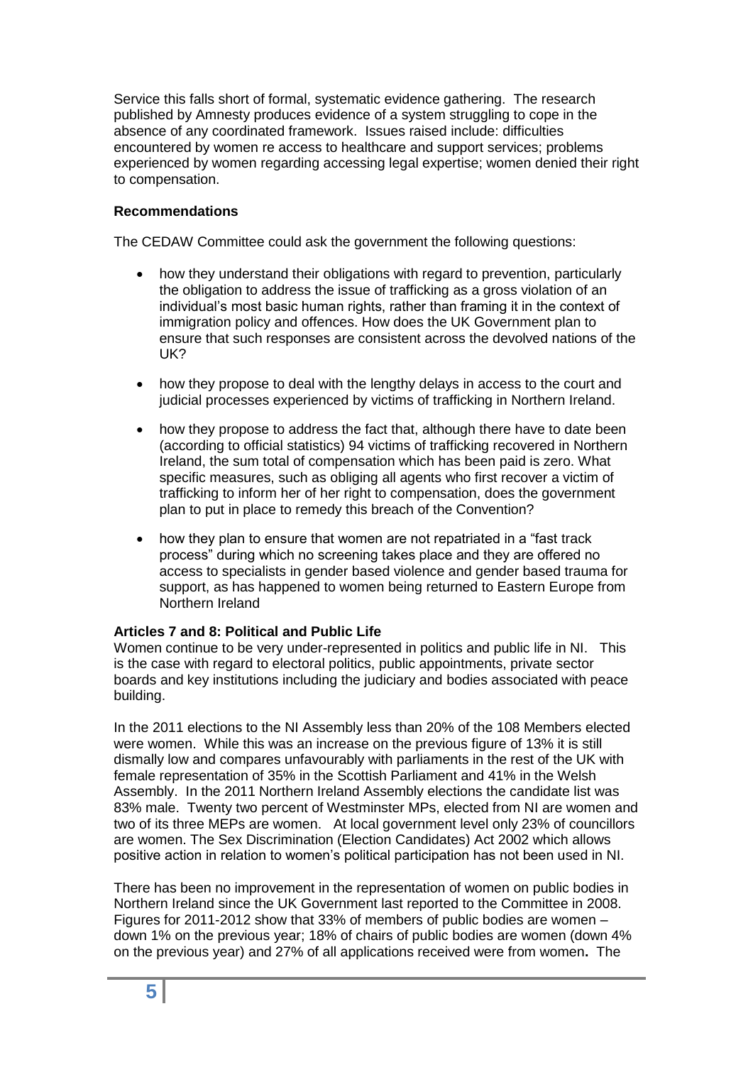Service this falls short of formal, systematic evidence gathering. The research published by Amnesty produces evidence of a system struggling to cope in the absence of any coordinated framework. Issues raised include: difficulties encountered by women re access to healthcare and support services; problems experienced by women regarding accessing legal expertise; women denied their right to compensation.

**Recommendations**

The CEDAW Committee could ask the government the following questions:

- how they understand their obligations with regard to prevention, particularly the obligation to address the issue of trafficking as a gross violation of an individual's most basic human rights, rather than framing it in the context of immigration policy and offences. How does the UK Government plan to ensure that such responses are consistent across the devolved nations of the UK?
- how they propose to deal with the lengthy delays in access to the court and judicial processes experienced by victims of trafficking in Northern Ireland.
- how they propose to address the fact that, although there have to date been (according to official statistics) 94 victims of trafficking recovered in Northern Ireland, the sum total of compensation which has been paid is zero. What specific measures, such as obliging all agents who first recover a victim of trafficking to inform her of her right to compensation, does the government plan to put in place to remedy this breach of the Convention?
- how they plan to ensure that women are not repatriated in a "fast track process" during which no screening takes place and they are offered no access to specialists in gender based violence and gender based trauma for support, as has happened to women being returned to Eastern Europe from Northern Ireland

**Articles 7 and 8: Political and Public Life**

Women continue to be very under-represented in politics and public life in NI. This is the case with regard to electoral politics, public appointments, private sector boards and key institutions including the judiciary and bodies associated with peace building.

In the 2011 elections to the NI Assembly less than 20% of the 108 Members elected were women. While this was an increase on the previous figure of 13% it is still dismally low and compares unfavourably with parliaments in the rest of the UK with female representation of 35% in the Scottish Parliament and 41% in the Welsh Assembly. In the 2011 Northern Ireland Assembly elections the candidate list was 83% male. Twenty two percent of Westminster MPs, elected from NI are women and two of its three MEPs are women. At local government level only 23% of councillors are women. The Sex Discrimination (Election Candidates) Act 2002 which allows positive action in relation to women's political participation has not been used in NI.

There has been no improvement in the representation of women on public bodies in Northern Ireland since the UK Government last reported to the Committee in 2008. Figures for 2011-2012 show that 33% of members of public bodies are women – down 1% on the previous year; 18% of chairs of public bodies are women (down 4% on the previous year) and 27% of all applications received were from women**.** The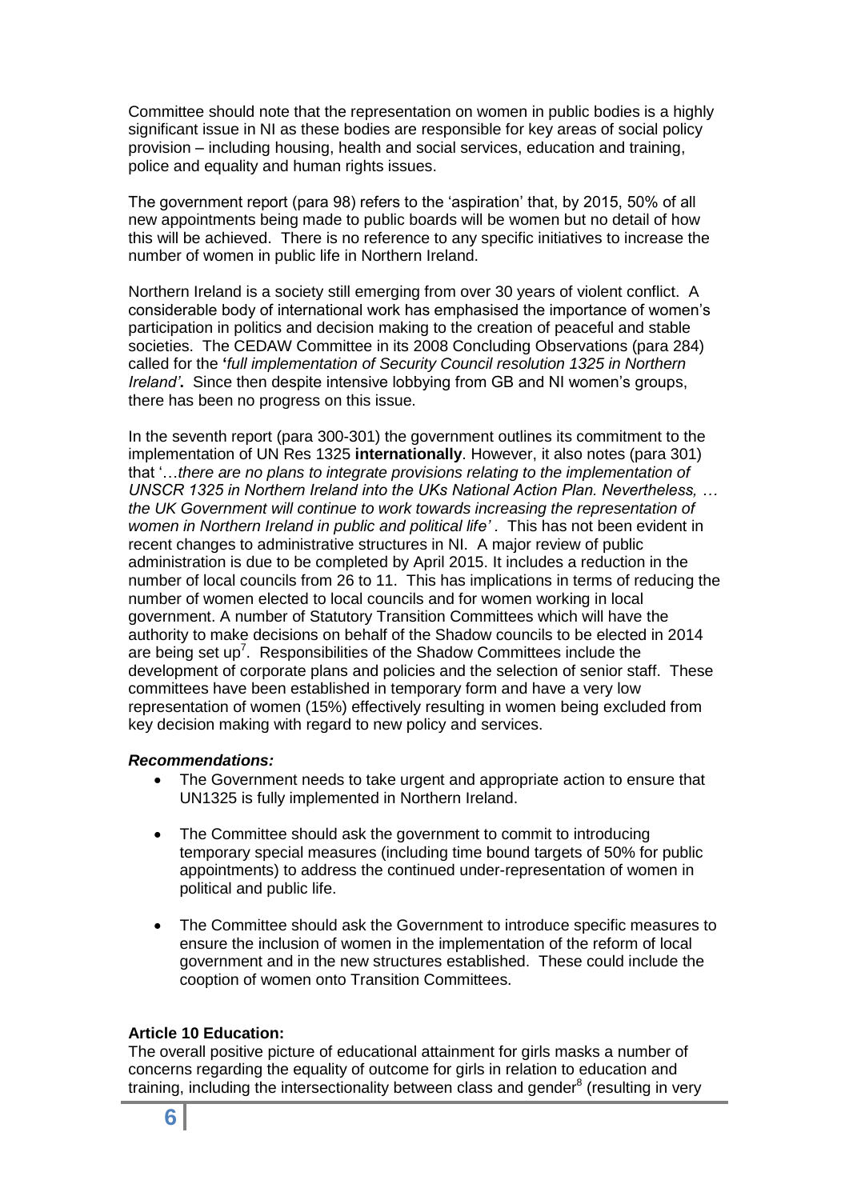Committee should note that the representation on women in public bodies is a highly significant issue in NI as these bodies are responsible for key areas of social policy provision – including housing, health and social services, education and training, police and equality and human rights issues.

The government report (para 98) refers to the 'aspiration' that, by 2015, 50% of all new appointments being made to public boards will be women but no detail of how this will be achieved. There is no reference to any specific initiatives to increase the number of women in public life in Northern Ireland.

Northern Ireland is a society still emerging from over 30 years of violent conflict. A considerable body of international work has emphasised the importance of women's participation in politics and decision making to the creation of peaceful and stable societies. The CEDAW Committee in its 2008 Concluding Observations (para 284) called for the **'*full implementation of Security Council resolution 1325 in Northern Ireland'*.** Since then despite intensive lobbying from GB and NI women's groups, there has been no progress on this issue.

In the seventh report (para 300-301) the government outlines its commitment to the implementation of UN Res 1325 **internationally**. However, it also notes (para 301) that '…*there are no plans to integrate provisions relating to the implementation of UNSCR 1325 in Northern Ireland into the UKs National Action Plan. Nevertheless, … the UK Government will continue to work towards increasing the representation of women in Northern Ireland in public and political life'* . This has not been evident in recent changes to administrative structures in NI. A major review of public administration is due to be completed by April 2015. It includes a reduction in the number of local councils from 26 to 11. This has implications in terms of reducing the number of women elected to local councils and for women working in local government. A number of Statutory Transition Committees which will have the authority to make decisions on behalf of the Shadow councils to be elected in 2014 are being set up[7]. Responsibilities of the Shadow Committees include the development of corporate plans and policies and the selection of senior staff. These committees have been established in temporary form and have a very low representation of women (15%) effectively resulting in women being excluded from key decision making with regard to new policy and services.

***Recommendations:***

- The Government needs to take urgent and appropriate action to ensure that UN1325 is fully implemented in Northern Ireland.
- The Committee should ask the government to commit to introducing temporary special measures (including time bound targets of 50% for public appointments) to address the continued under-representation of women in political and public life.
- The Committee should ask the Government to introduce specific measures to ensure the inclusion of women in the implementation of the reform of local government and in the new structures established. These could include the cooption of women onto Transition Committees.

**Article 10 Education:**

The overall positive picture of educational attainment for girls masks a number of concerns regarding the equality of outcome for girls in relation to education and training, including the intersectionality between class and gender[8] (resulting in very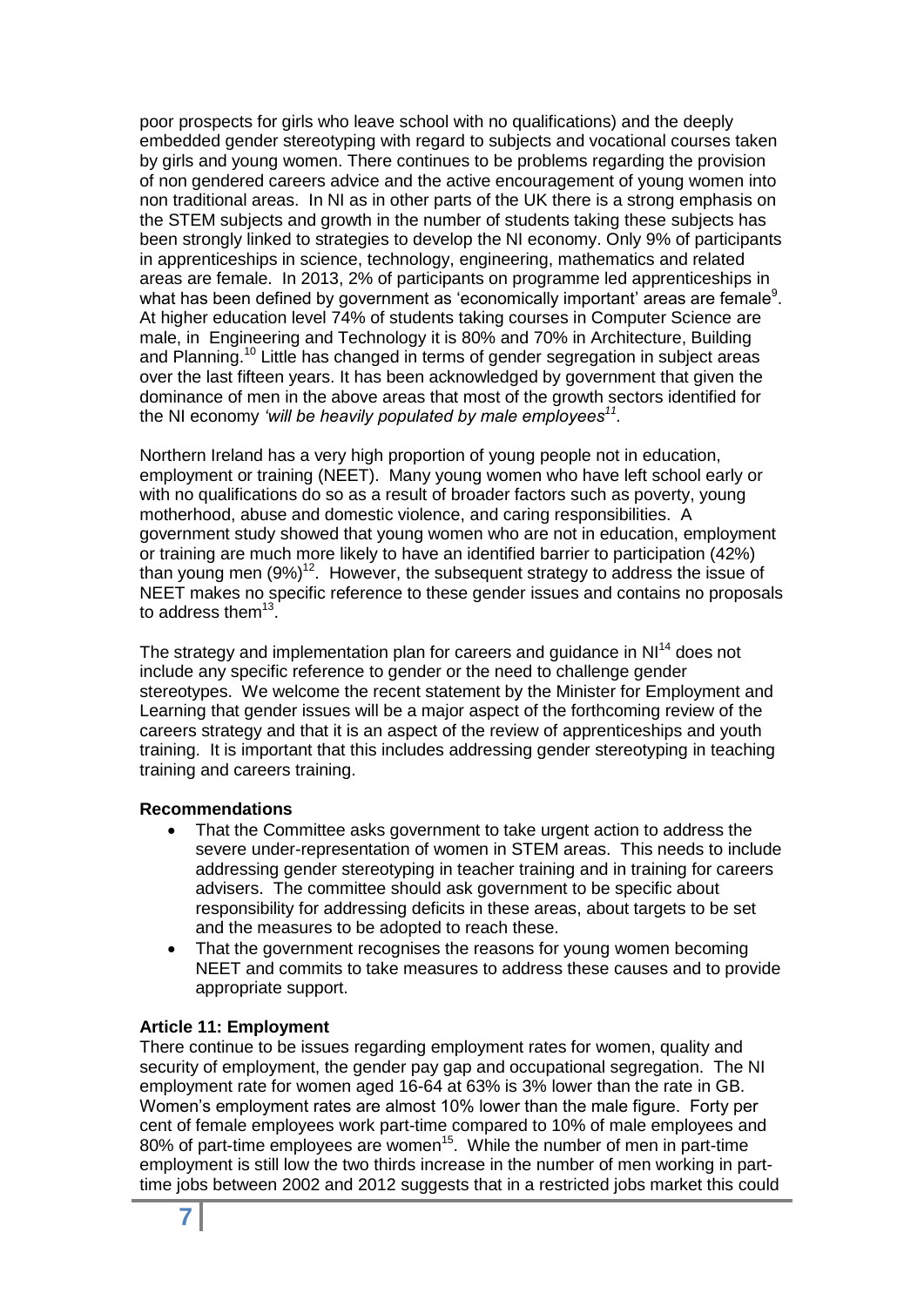poor prospects for girls who leave school with no qualifications) and the deeply embedded gender stereotyping with regard to subjects and vocational courses taken by girls and young women. There continues to be problems regarding the provision of non gendered careers advice and the active encouragement of young women into non traditional areas. In NI as in other parts of the UK there is a strong emphasis on the STEM subjects and growth in the number of students taking these subjects has been strongly linked to strategies to develop the NI economy. Only 9% of participants in apprenticeships in science, technology, engineering, mathematics and related areas are female. In 2013, 2% of participants on programme led apprenticeships in what has been defined by government as 'economically important' areas are female[9]. At higher education level 74% of students taking courses in Computer Science are male, in Engineering and Technology it is 80% and 70% in Architecture, Building and Planning.[10] Little has changed in terms of gender segregation in subject areas over the last fifteen years. It has been acknowledged by government that given the dominance of men in the above areas that most of the growth sectors identified for the NI economy *'will be heavily populated by male employees[11]*.

Northern Ireland has a very high proportion of young people not in education, employment or training (NEET). Many young women who have left school early or with no qualifications do so as a result of broader factors such as poverty, young motherhood, abuse and domestic violence, and caring responsibilities. A government study showed that young women who are not in education, employment or training are much more likely to have an identified barrier to participation (42%) than young men (9%)[12]. However, the subsequent strategy to address the issue of NEET makes no specific reference to these gender issues and contains no proposals to address them[13].

The strategy and implementation plan for careers and guidance in NI[14] does not include any specific reference to gender or the need to challenge gender stereotypes. We welcome the recent statement by the Minister for Employment and Learning that gender issues will be a major aspect of the forthcoming review of the careers strategy and that it is an aspect of the review of apprenticeships and youth training. It is important that this includes addressing gender stereotyping in teaching training and careers training.

**Recommendations**

- That the Committee asks government to take urgent action to address the severe under-representation of women in STEM areas. This needs to include addressing gender stereotyping in teacher training and in training for careers advisers. The committee should ask government to be specific about responsibility for addressing deficits in these areas, about targets to be set and the measures to be adopted to reach these.
- That the government recognises the reasons for young women becoming NEET and commits to take measures to address these causes and to provide appropriate support.

**Article 11: Employment**

There continue to be issues regarding employment rates for women, quality and security of employment, the gender pay gap and occupational segregation. The NI employment rate for women aged 16-64 at 63% is 3% lower than the rate in GB. Women's employment rates are almost 10% lower than the male figure. Forty per cent of female employees work part-time compared to 10% of male employees and 80% of part-time employees are women[15]. While the number of men in part-time employment is still low the two thirds increase in the number of men working in part-time jobs between 2002 and 2012 suggests that in a restricted jobs market this could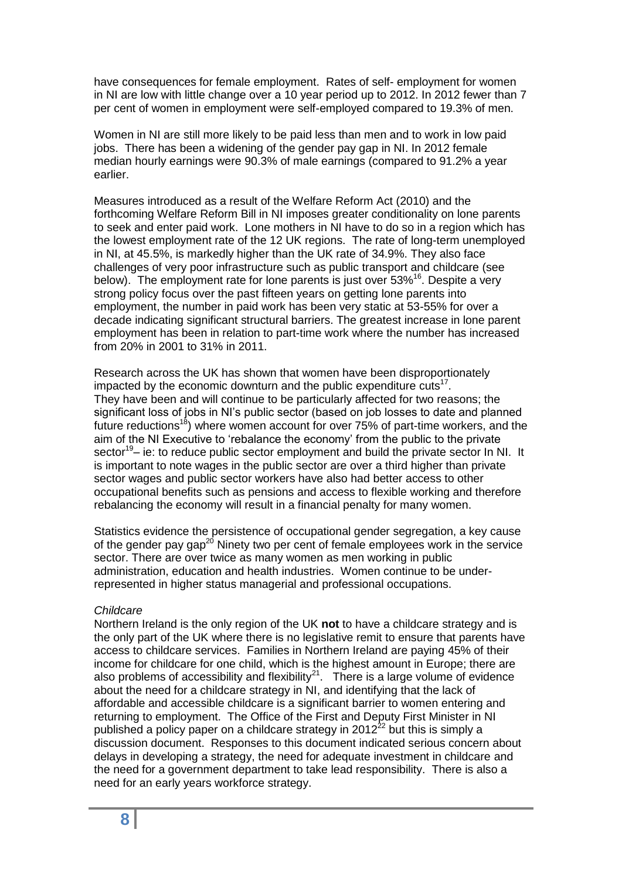have consequences for female employment. Rates of self- employment for women in NI are low with little change over a 10 year period up to 2012. In 2012 fewer than 7 per cent of women in employment were self-employed compared to 19.3% of men.

Women in NI are still more likely to be paid less than men and to work in low paid jobs. There has been a widening of the gender pay gap in NI. In 2012 female median hourly earnings were 90.3% of male earnings (compared to 91.2% a year earlier.

Measures introduced as a result of the Welfare Reform Act (2010) and the forthcoming Welfare Reform Bill in NI imposes greater conditionality on lone parents to seek and enter paid work. Lone mothers in NI have to do so in a region which has the lowest employment rate of the 12 UK regions. The rate of long-term unemployed in NI, at 45.5%, is markedly higher than the UK rate of 34.9%. They also face challenges of very poor infrastructure such as public transport and childcare (see below). The employment rate for lone parents is just over 53%[16]. Despite a very strong policy focus over the past fifteen years on getting lone parents into employment, the number in paid work has been very static at 53-55% for over a decade indicating significant structural barriers. The greatest increase in lone parent employment has been in relation to part-time work where the number has increased from 20% in 2001 to 31% in 2011.

Research across the UK has shown that women have been disproportionately impacted by the economic downturn and the public expenditure cuts[17]. They have been and will continue to be particularly affected for two reasons; the significant loss of jobs in NI's public sector (based on job losses to date and planned future reductions[18]) where women account for over 75% of part-time workers, and the aim of the NI Executive to 'rebalance the economy' from the public to the private sector[19]– ie: to reduce public sector employment and build the private sector In NI. It is important to note wages in the public sector are over a third higher than private sector wages and public sector workers have also had better access to other occupational benefits such as pensions and access to flexible working and therefore rebalancing the economy will result in a financial penalty for many women.

Statistics evidence the persistence of occupational gender segregation, a key cause of the gender pay gap[20] Ninety two per cent of female employees work in the service sector. There are over twice as many women as men working in public administration, education and health industries. Women continue to be under-represented in higher status managerial and professional occupations.

*Childcare*

Northern Ireland is the only region of the UK **not** to have a childcare strategy and is the only part of the UK where there is no legislative remit to ensure that parents have access to childcare services. Families in Northern Ireland are paying 45% of their income for childcare for one child, which is the highest amount in Europe; there are also problems of accessibility and flexibility[21]. There is a large volume of evidence about the need for a childcare strategy in NI, and identifying that the lack of affordable and accessible childcare is a significant barrier to women entering and returning to employment. The Office of the First and Deputy First Minister in NI published a policy paper on a childcare strategy in 2012[22] but this is simply a discussion document. Responses to this document indicated serious concern about delays in developing a strategy, the need for adequate investment in childcare and the need for a government department to take lead responsibility. There is also a need for an early years workforce strategy.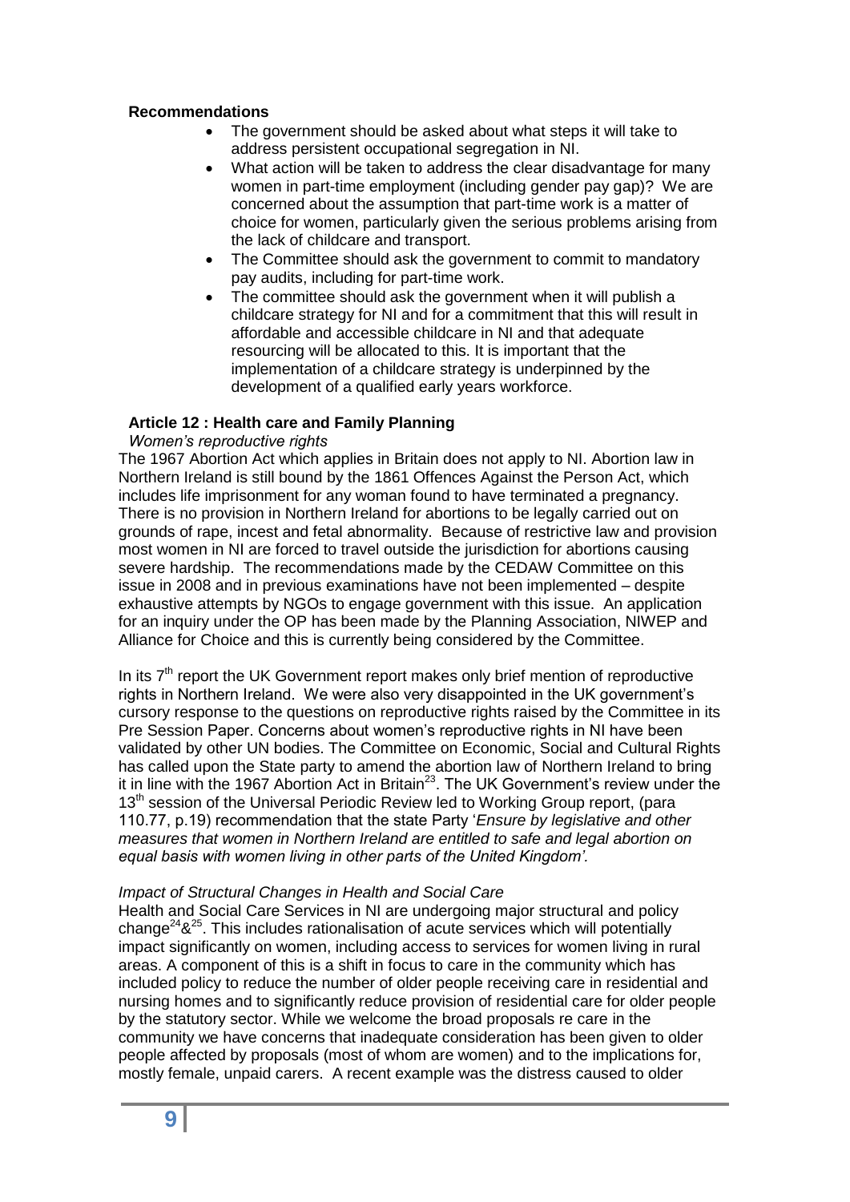**Recommendations**

- The government should be asked about what steps it will take to address persistent occupational segregation in NI.
- What action will be taken to address the clear disadvantage for many women in part-time employment (including gender pay gap)? We are concerned about the assumption that part-time work is a matter of choice for women, particularly given the serious problems arising from the lack of childcare and transport.
- The Committee should ask the government to commit to mandatory pay audits, including for part-time work.
- The committee should ask the government when it will publish a childcare strategy for NI and for a commitment that this will result in affordable and accessible childcare in NI and that adequate resourcing will be allocated to this. It is important that the implementation of a childcare strategy is underpinned by the development of a qualified early years workforce.

### Article 12 : Health care and Family Planning

*Women's reproductive rights*

The 1967 Abortion Act which applies in Britain does not apply to NI. Abortion law in Northern Ireland is still bound by the 1861 Offences Against the Person Act, which includes life imprisonment for any woman found to have terminated a pregnancy. There is no provision in Northern Ireland for abortions to be legally carried out on grounds of rape, incest and fetal abnormality. Because of restrictive law and provision most women in NI are forced to travel outside the jurisdiction for abortions causing severe hardship. The recommendations made by the CEDAW Committee on this issue in 2008 and in previous examinations have not been implemented – despite exhaustive attempts by NGOs to engage government with this issue. An application for an inquiry under the OP has been made by the Planning Association, NIWEP and Alliance for Choice and this is currently being considered by the Committee.

In its 7th report the UK Government report makes only brief mention of reproductive rights in Northern Ireland. We were also very disappointed in the UK government's cursory response to the questions on reproductive rights raised by the Committee in its Pre Session Paper. Concerns about women's reproductive rights in NI have been validated by other UN bodies. The Committee on Economic, Social and Cultural Rights has called upon the State party to amend the abortion law of Northern Ireland to bring it in line with the 1967 Abortion Act in Britain[23]. The UK Government's review under the 13th session of the Universal Periodic Review led to Working Group report, (para 110.77, p.19) recommendation that the state Party '*Ensure by legislative and other measures that women in Northern Ireland are entitled to safe and legal abortion on equal basis with women living in other parts of the United Kingdom'.*

*Impact of Structural Changes in Health and Social Care*

Health and Social Care Services in NI are undergoing major structural and policy change[24]&[25]. This includes rationalisation of acute services which will potentially impact significantly on women, including access to services for women living in rural areas. A component of this is a shift in focus to care in the community which has included policy to reduce the number of older people receiving care in residential and nursing homes and to significantly reduce provision of residential care for older people by the statutory sector. While we welcome the broad proposals re care in the community we have concerns that inadequate consideration has been given to older people affected by proposals (most of whom are women) and to the implications for, mostly female, unpaid carers. A recent example was the distress caused to older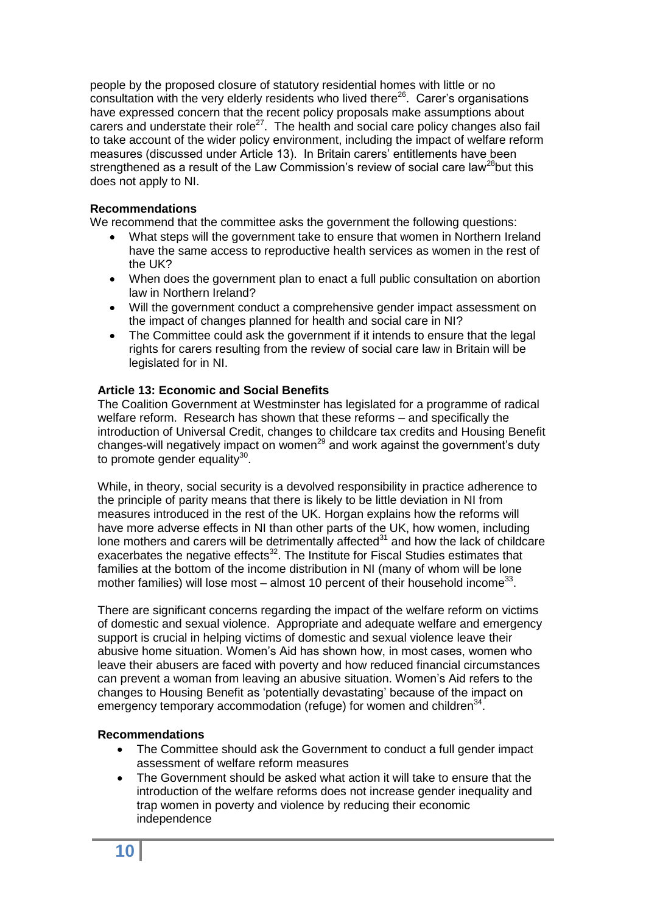people by the proposed closure of statutory residential homes with little or no consultation with the very elderly residents who lived there[26]. Carer's organisations have expressed concern that the recent policy proposals make assumptions about carers and understate their role[27]. The health and social care policy changes also fail to take account of the wider policy environment, including the impact of welfare reform measures (discussed under Article 13). In Britain carers' entitlements have been strengthened as a result of the Law Commission's review of social care law[28]but this does not apply to NI.

**Recommendations**

We recommend that the committee asks the government the following questions:

- What steps will the government take to ensure that women in Northern Ireland have the same access to reproductive health services as women in the rest of the UK?
- When does the government plan to enact a full public consultation on abortion law in Northern Ireland?
- Will the government conduct a comprehensive gender impact assessment on the impact of changes planned for health and social care in NI?
- The Committee could ask the government if it intends to ensure that the legal rights for carers resulting from the review of social care law in Britain will be legislated for in NI.

**Article 13: Economic and Social Benefits**

The Coalition Government at Westminster has legislated for a programme of radical welfare reform. Research has shown that these reforms – and specifically the introduction of Universal Credit, changes to childcare tax credits and Housing Benefit changes-will negatively impact on women[29] and work against the government's duty to promote gender equality[30].

While, in theory, social security is a devolved responsibility in practice adherence to the principle of parity means that there is likely to be little deviation in NI from measures introduced in the rest of the UK. Horgan explains how the reforms will have more adverse effects in NI than other parts of the UK, how women, including lone mothers and carers will be detrimentally affected[31] and how the lack of childcare exacerbates the negative effects[32]. The Institute for Fiscal Studies estimates that families at the bottom of the income distribution in NI (many of whom will be lone mother families) will lose most – almost 10 percent of their household income[33].

There are significant concerns regarding the impact of the welfare reform on victims of domestic and sexual violence. Appropriate and adequate welfare and emergency support is crucial in helping victims of domestic and sexual violence leave their abusive home situation. Women's Aid has shown how, in most cases, women who leave their abusers are faced with poverty and how reduced financial circumstances can prevent a woman from leaving an abusive situation. Women's Aid refers to the changes to Housing Benefit as 'potentially devastating' because of the impact on emergency temporary accommodation (refuge) for women and children[34].

**Recommendations**

- The Committee should ask the Government to conduct a full gender impact assessment of welfare reform measures
- The Government should be asked what action it will take to ensure that the introduction of the welfare reforms does not increase gender inequality and trap women in poverty and violence by reducing their economic independence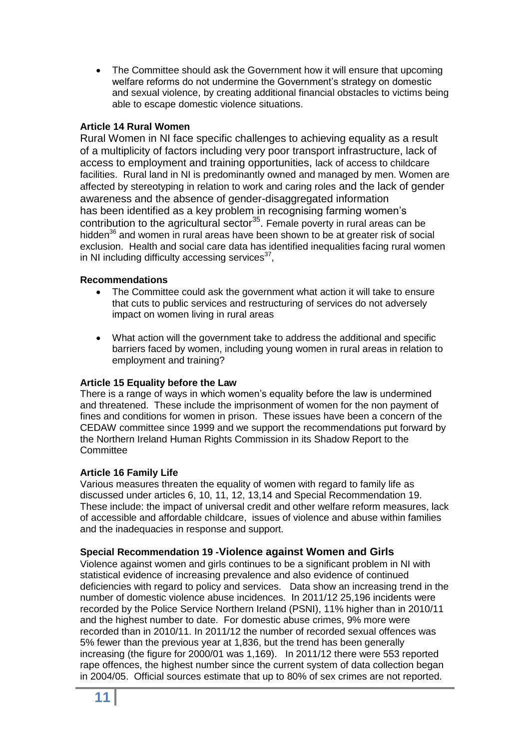- The Committee should ask the Government how it will ensure that upcoming welfare reforms do not undermine the Government's strategy on domestic and sexual violence, by creating additional financial obstacles to victims being able to escape domestic violence situations.

**Article 14 Rural Women**

Rural Women in NI face specific challenges to achieving equality as a result of a multiplicity of factors including very poor transport infrastructure, lack of access to employment and training opportunities, lack of access to childcare facilities. Rural land in NI is predominantly owned and managed by men. Women are affected by stereotyping in relation to work and caring roles and the lack of gender awareness and the absence of gender-disaggregated information has been identified as a key problem in recognising farming women's contribution to the agricultural sector[35]. Female poverty in rural areas can be hidden[36] and women in rural areas have been shown to be at greater risk of social exclusion. Health and social care data has identified inequalities facing rural women in NI including difficulty accessing services[37],

**Recommendations**

- The Committee could ask the government what action it will take to ensure that cuts to public services and restructuring of services do not adversely impact on women living in rural areas
- What action will the government take to address the additional and specific barriers faced by women, including young women in rural areas in relation to employment and training?

**Article 15 Equality before the Law**

There is a range of ways in which women's equality before the law is undermined and threatened. These include the imprisonment of women for the non payment of fines and conditions for women in prison. These issues have been a concern of the CEDAW committee since 1999 and we support the recommendations put forward by the Northern Ireland Human Rights Commission in its Shadow Report to the Committee

**Article 16 Family Life**

Various measures threaten the equality of women with regard to family life as discussed under articles 6, 10, 11, 12, 13,14 and Special Recommendation 19. These include: the impact of universal credit and other welfare reform measures, lack of accessible and affordable childcare, issues of violence and abuse within families and the inadequacies in response and support.

**Special Recommendation 19 -Violence against Women and Girls**

Violence against women and girls continues to be a significant problem in NI with statistical evidence of increasing prevalence and also evidence of continued deficiencies with regard to policy and services. Data show an increasing trend in the number of domestic violence abuse incidences. In 2011/12 25,196 incidents were recorded by the Police Service Northern Ireland (PSNI), 11% higher than in 2010/11 and the highest number to date. For domestic abuse crimes, 9% more were recorded than in 2010/11. In 2011/12 the number of recorded sexual offences was 5% fewer than the previous year at 1,836, but the trend has been generally increasing (the figure for 2000/01 was 1,169). In 2011/12 there were 553 reported rape offences, the highest number since the current system of data collection began in 2004/05. Official sources estimate that up to 80% of sex crimes are not reported.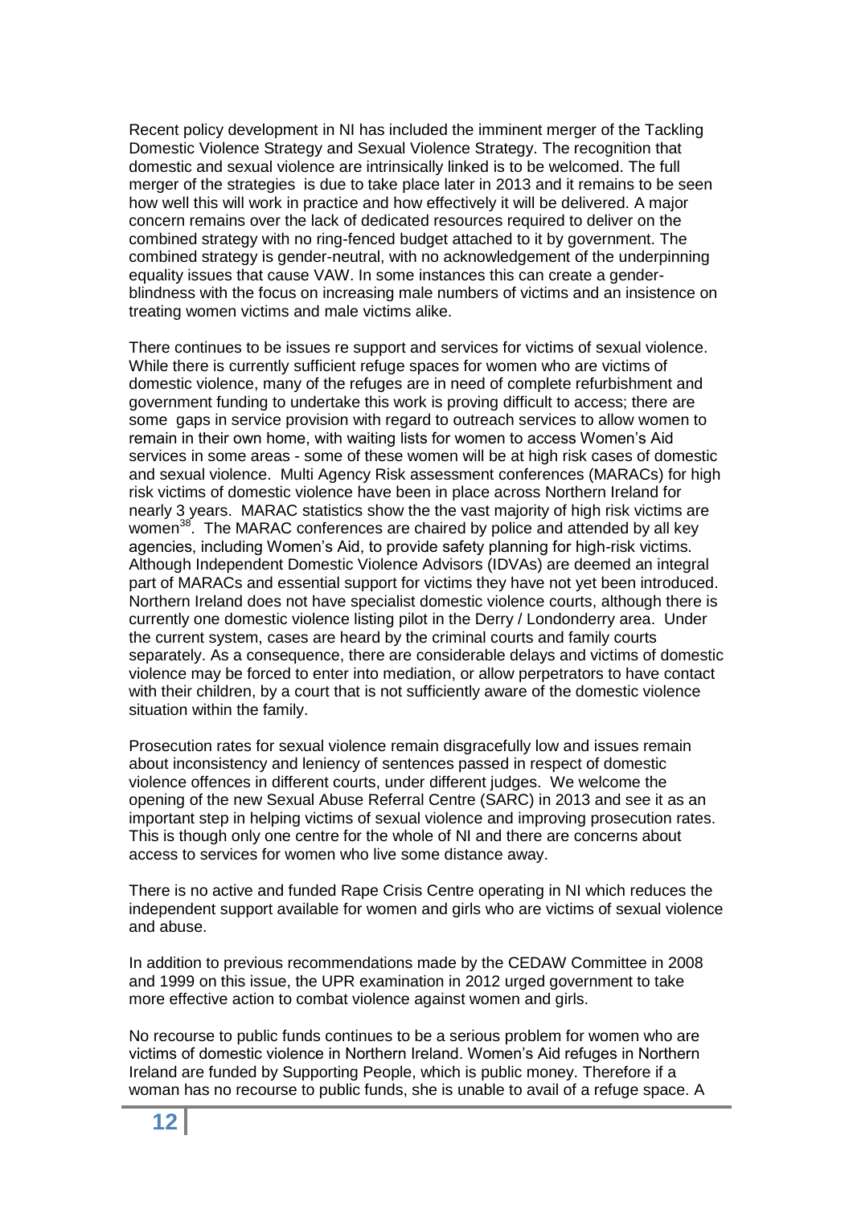Recent policy development in NI has included the imminent merger of the Tackling Domestic Violence Strategy and Sexual Violence Strategy. The recognition that domestic and sexual violence are intrinsically linked is to be welcomed. The full merger of the strategies is due to take place later in 2013 and it remains to be seen how well this will work in practice and how effectively it will be delivered. A major concern remains over the lack of dedicated resources required to deliver on the combined strategy with no ring-fenced budget attached to it by government. The combined strategy is gender-neutral, with no acknowledgement of the underpinning equality issues that cause VAW. In some instances this can create a gender-blindness with the focus on increasing male numbers of victims and an insistence on treating women victims and male victims alike.

There continues to be issues re support and services for victims of sexual violence. While there is currently sufficient refuge spaces for women who are victims of domestic violence, many of the refuges are in need of complete refurbishment and government funding to undertake this work is proving difficult to access; there are some gaps in service provision with regard to outreach services to allow women to remain in their own home, with waiting lists for women to access Women's Aid services in some areas - some of these women will be at high risk cases of domestic and sexual violence. Multi Agency Risk assessment conferences (MARACs) for high risk victims of domestic violence have been in place across Northern Ireland for nearly 3 years. MARAC statistics show the the vast majority of high risk victims are women[38]. The MARAC conferences are chaired by police and attended by all key agencies, including Women's Aid, to provide safety planning for high-risk victims. Although Independent Domestic Violence Advisors (IDVAs) are deemed an integral part of MARACs and essential support for victims they have not yet been introduced. Northern Ireland does not have specialist domestic violence courts, although there is currently one domestic violence listing pilot in the Derry / Londonderry area. Under the current system, cases are heard by the criminal courts and family courts separately. As a consequence, there are considerable delays and victims of domestic violence may be forced to enter into mediation, or allow perpetrators to have contact with their children, by a court that is not sufficiently aware of the domestic violence situation within the family.

Prosecution rates for sexual violence remain disgracefully low and issues remain about inconsistency and leniency of sentences passed in respect of domestic violence offences in different courts, under different judges. We welcome the opening of the new Sexual Abuse Referral Centre (SARC) in 2013 and see it as an important step in helping victims of sexual violence and improving prosecution rates. This is though only one centre for the whole of NI and there are concerns about access to services for women who live some distance away.

There is no active and funded Rape Crisis Centre operating in NI which reduces the independent support available for women and girls who are victims of sexual violence and abuse.

In addition to previous recommendations made by the CEDAW Committee in 2008 and 1999 on this issue, the UPR examination in 2012 urged government to take more effective action to combat violence against women and girls.

No recourse to public funds continues to be a serious problem for women who are victims of domestic violence in Northern Ireland. Women's Aid refuges in Northern Ireland are funded by Supporting People, which is public money. Therefore if a woman has no recourse to public funds, she is unable to avail of a refuge space. A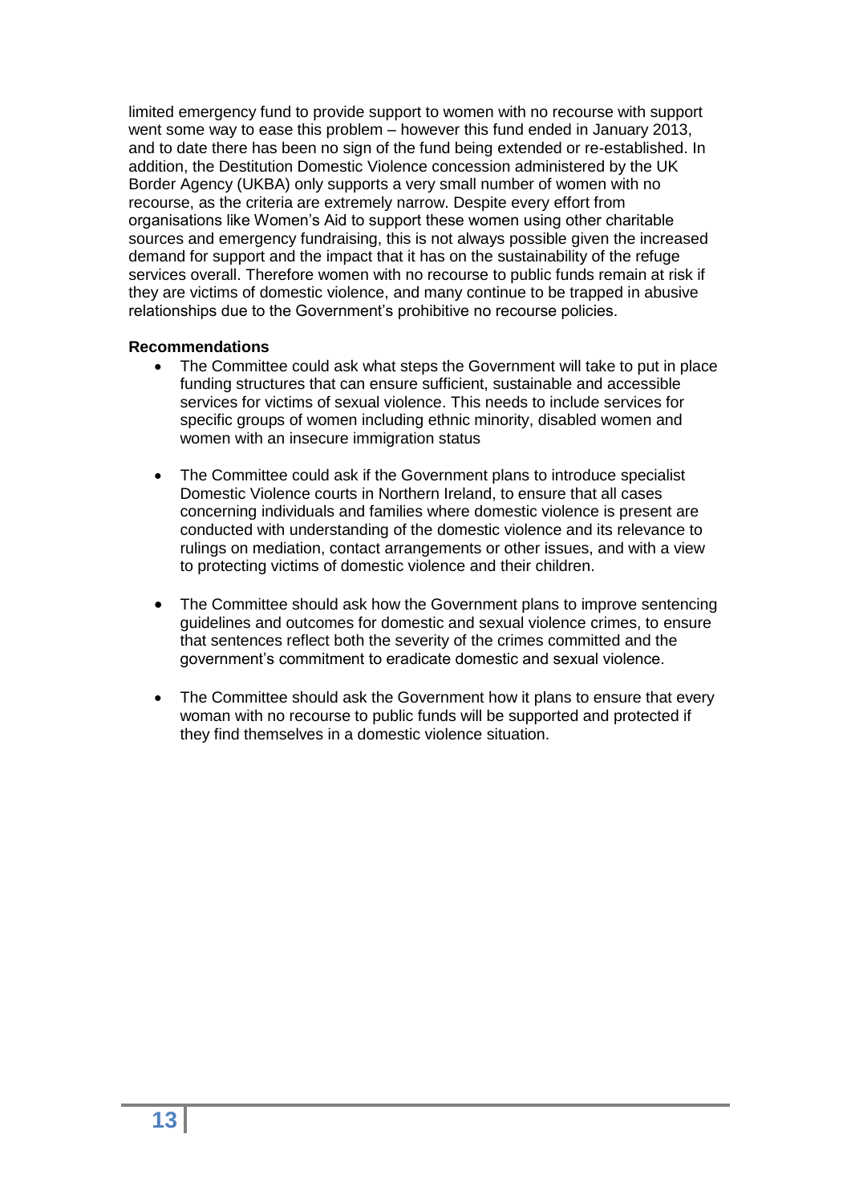limited emergency fund to provide support to women with no recourse with support went some way to ease this problem – however this fund ended in January 2013, and to date there has been no sign of the fund being extended or re-established. In addition, the Destitution Domestic Violence concession administered by the UK Border Agency (UKBA) only supports a very small number of women with no recourse, as the criteria are extremely narrow. Despite every effort from organisations like Women's Aid to support these women using other charitable sources and emergency fundraising, this is not always possible given the increased demand for support and the impact that it has on the sustainability of the refuge services overall. Therefore women with no recourse to public funds remain at risk if they are victims of domestic violence, and many continue to be trapped in abusive relationships due to the Government's prohibitive no recourse policies.

**Recommendations**

- The Committee could ask what steps the Government will take to put in place funding structures that can ensure sufficient, sustainable and accessible services for victims of sexual violence. This needs to include services for specific groups of women including ethnic minority, disabled women and women with an insecure immigration status
- The Committee could ask if the Government plans to introduce specialist Domestic Violence courts in Northern Ireland, to ensure that all cases concerning individuals and families where domestic violence is present are conducted with understanding of the domestic violence and its relevance to rulings on mediation, contact arrangements or other issues, and with a view to protecting victims of domestic violence and their children.
- The Committee should ask how the Government plans to improve sentencing guidelines and outcomes for domestic and sexual violence crimes, to ensure that sentences reflect both the severity of the crimes committed and the government's commitment to eradicate domestic and sexual violence.
- The Committee should ask the Government how it plans to ensure that every woman with no recourse to public funds will be supported and protected if they find themselves in a domestic violence situation.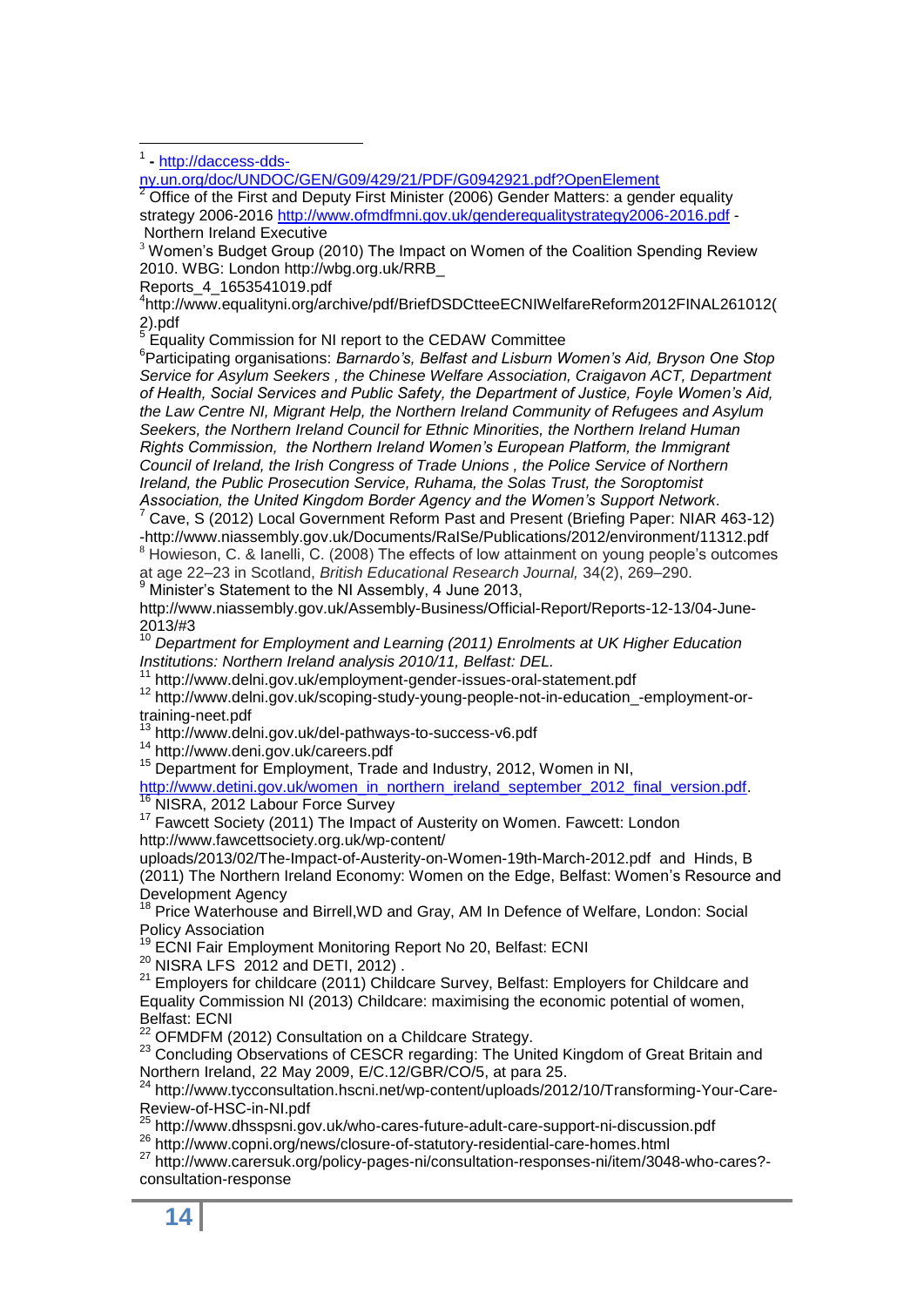[1] - http://daccess-dds-ny.un.org/doc/UNDOC/GEN/G09/429/21/PDF/G0942921.pdf?OpenElement

[2] Office of the First and Deputy First Minister (2006) Gender Matters: a gender equality strategy 2006-2016 http://www.ofmdfmni.gov.uk/genderequalitystrategy2006-2016.pdf - Northern Ireland Executive

[3] Women's Budget Group (2010) The Impact on Women of the Coalition Spending Review 2010. WBG: London http://wbg.org.uk/RRB_Reports_4_1653541019.pdf

[4]http://www.equalityni.org/archive/pdf/BriefDSDCtteeECNIWelfareReform2012FINAL261012(2).pdf

[5] Equality Commission for NI report to the CEDAW Committee

[6]Participating organisations: *Barnardo's, Belfast and Lisburn Women's Aid, Bryson One Stop Service for Asylum Seekers , the Chinese Welfare Association, Craigavon ACT, Department of Health, Social Services and Public Safety, the Department of Justice, Foyle Women's Aid, the Law Centre NI, Migrant Help, the Northern Ireland Community of Refugees and Asylum Seekers, the Northern Ireland Council for Ethnic Minorities, the Northern Ireland Human Rights Commission, the Northern Ireland Women's European Platform, the Immigrant Council of Ireland, the Irish Congress of Trade Unions , the Police Service of Northern Ireland, the Public Prosecution Service, Ruhama, the Solas Trust, the Soroptimist Association, the United Kingdom Border Agency and the Women's Support Network.*

[7] Cave, S (2012) Local Government Reform Past and Present (Briefing Paper: NIAR 463-12) -http://www.niassembly.gov.uk/Documents/RaISe/Publications/2012/environment/11312.pdf

[8] Howieson, C. & Ianelli, C. (2008) The effects of low attainment on young people's outcomes at age 22–23 in Scotland, *British Educational Research Journal,* 34(2), 269–290.

[9] Minister's Statement to the NI Assembly, 4 June 2013, http://www.niassembly.gov.uk/Assembly-Business/Official-Report/Reports-12-13/04-June-2013/#3

[10] *Department for Employment and Learning (2011) Enrolments at UK Higher Education Institutions: Northern Ireland analysis 2010/11, Belfast: DEL.*

[11] http://www.delni.gov.uk/employment-gender-issues-oral-statement.pdf

[12] http://www.delni.gov.uk/scoping-study-young-people-not-in-education_-employment-or-training-neet.pdf

[13] http://www.delni.gov.uk/del-pathways-to-success-v6.pdf

[14] http://www.deni.gov.uk/careers.pdf

[15] Department for Employment, Trade and Industry, 2012, Women in NI, http://www.detini.gov.uk/women_in_northern_ireland_september_2012_final_version.pdf.

[16] NISRA, 2012 Labour Force Survey

[17] Fawcett Society (2011) The Impact of Austerity on Women. Fawcett: London http://www.fawcettsociety.org.uk/wp-content/uploads/2013/02/The-Impact-of-Austerity-on-Women-19th-March-2012.pdf and Hinds, B (2011) The Northern Ireland Economy: Women on the Edge, Belfast: Women's Resource and Development Agency

[18] Price Waterhouse and Birrell,WD and Gray, AM In Defence of Welfare, London: Social Policy Association

[19] ECNI Fair Employment Monitoring Report No 20, Belfast: ECNI

[20] NISRA LFS 2012 and DETI, 2012) .

[21] Employers for childcare (2011) Childcare Survey, Belfast: Employers for Childcare and Equality Commission NI (2013) Childcare: maximising the economic potential of women, Belfast: ECNI

[22] OFMDFM (2012) Consultation on a Childcare Strategy.

[23] Concluding Observations of CESCR regarding: The United Kingdom of Great Britain and Northern Ireland, 22 May 2009, E/C.12/GBR/CO/5, at para 25.

[24] http://www.tycconsultation.hscni.net/wp-content/uploads/2012/10/Transforming-Your-Care-Review-of-HSC-in-NI.pdf

[25] http://www.dhsspsni.gov.uk/who-cares-future-adult-care-support-ni-discussion.pdf

[26] http://www.copni.org/news/closure-of-statutory-residential-care-homes.html

[27] http://www.carersuk.org/policy-pages-ni/consultation-responses-ni/item/3048-who-cares?-consultation-response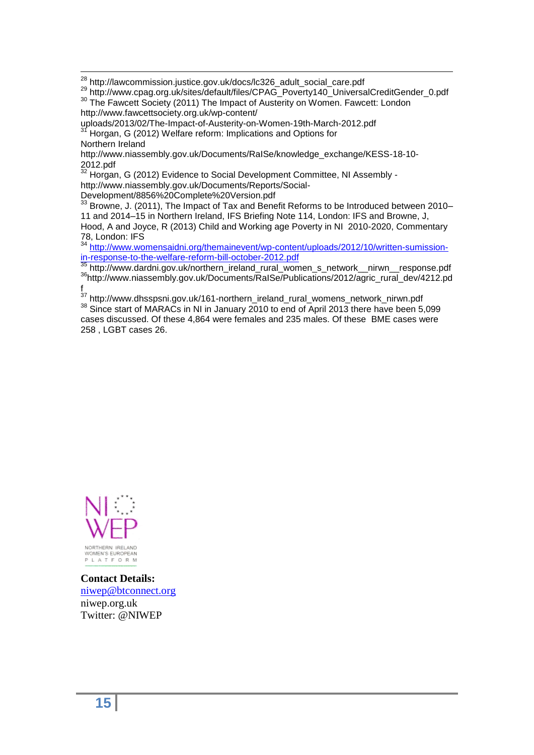[28] http://lawcommission.justice.gov.uk/docs/lc326_adult_social_care.pdf

[29] http://www.cpag.org.uk/sites/default/files/CPAG_Poverty140_UniversalCreditGender_0.pdf

[30] The Fawcett Society (2011) The Impact of Austerity on Women. Fawcett: London http://www.fawcettsociety.org.uk/wp-content/uploads/2013/02/The-Impact-of-Austerity-on-Women-19th-March-2012.pdf

[31] Horgan, G (2012) Welfare reform: Implications and Options for Northern Ireland http://www.niassembly.gov.uk/Documents/RaISe/knowledge_exchange/KESS-18-10-2012.pdf

[32] Horgan, G (2012) Evidence to Social Development Committee, NI Assembly - http://www.niassembly.gov.uk/Documents/Reports/Social-Development/8856%20Complete%20Version.pdf

[33] Browne, J. (2011), The Impact of Tax and Benefit Reforms to be Introduced between 2010–11 and 2014–15 in Northern Ireland, IFS Briefing Note 114, London: IFS and Browne, J, Hood, A and Joyce, R (2013) Child and Working age Poverty in NI 2010-2020, Commentary 78, London: IFS

[34] http://www.womensaidni.org/themainevent/wp-content/uploads/2012/10/written-sumission-in-response-to-the-welfare-reform-bill-october-2012.pdf

[35] http://www.dardni.gov.uk/northern_ireland_rural_women_s_network__nirwn__response.pdf

[36] http://www.niassembly.gov.uk/Documents/RaISe/Publications/2012/agric_rural_dev/4212.pdf

[37] http://www.dhsspsni.gov.uk/161-northern_ireland_rural_womens_network_nirwn.pdf

[38] Since start of MARACs in NI in January 2010 to end of April 2013 there have been 5,099 cases discussed. Of these 4,864 were females and 235 males. Of these BME cases were 258 , LGBT cases 26.

NI WEP
NORTHERN IRELAND WOMEN'S EUROPEAN PLATFORM

**Contact Details:**
niwep@btconnect.org
niwep.org.uk
Twitter: @NIWEP